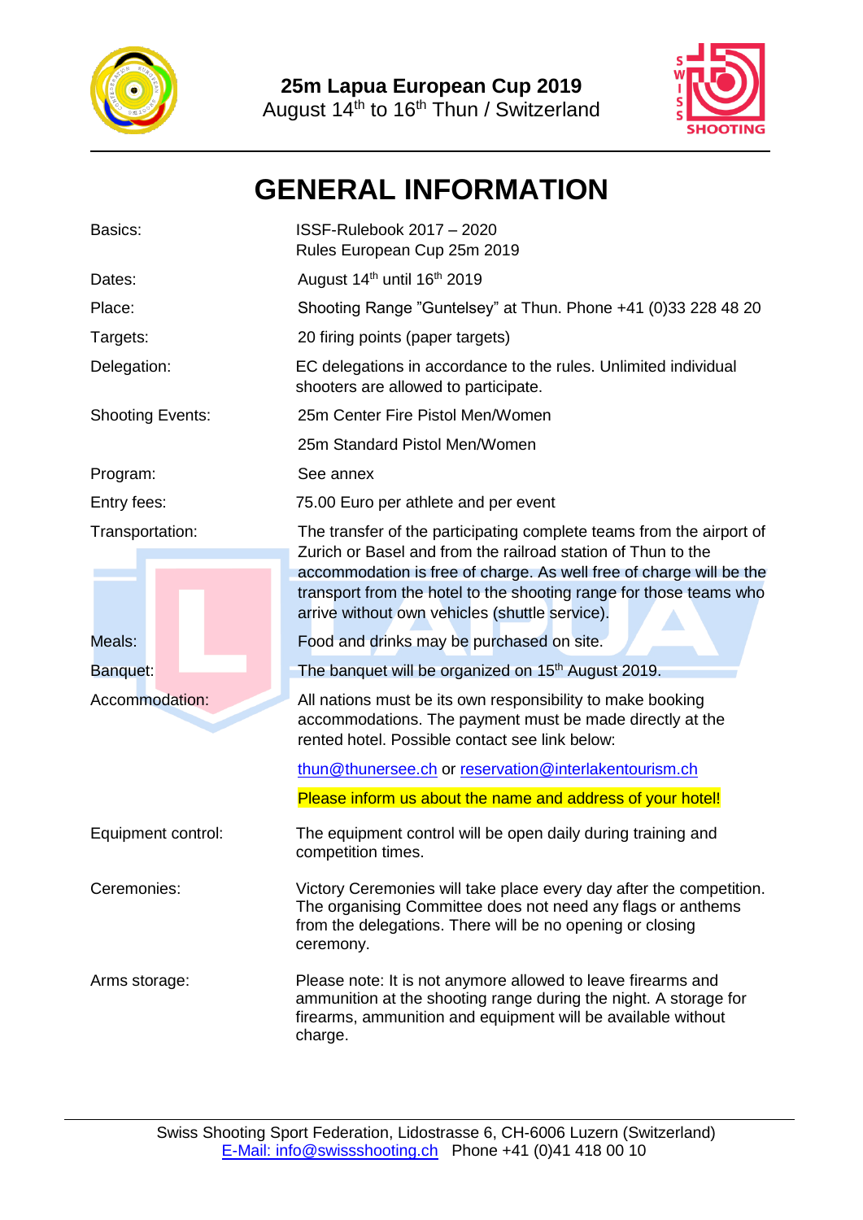**25m Lapua European Cup 2019**
August 14th to 16th Thun / Switzerland

# GENERAL INFORMATION

| | |
|---|---|
| Basics: | ISSF-Rulebook 2017 – 2020<br>Rules European Cup 25m 2019 |
| Dates: | August 14th until 16th 2019 |
| Place: | Shooting Range "Guntelsey" at Thun. Phone +41 (0)33 228 48 20 |
| Targets: | 20 firing points (paper targets) |
| Delegation: | EC delegations in accordance to the rules. Unlimited individual shooters are allowed to participate. |
| Shooting Events: | 25m Center Fire Pistol Men/Women<br>25m Standard Pistol Men/Women |
| Program: | See annex |
| Entry fees: | 75.00 Euro per athlete and per event |
| Transportation: | The transfer of the participating complete teams from the airport of Zurich or Basel and from the railroad station of Thun to the accommodation is free of charge. As well free of charge will be the transport from the hotel to the shooting range for those teams who arrive without own vehicles (shuttle service). |
| Meals: | Food and drinks may be purchased on site. |
| Banquet: | The banquet will be organized on 15th August 2019. |
| Accommodation: | All nations must be its own responsibility to make booking accommodations. The payment must be made directly at the rented hotel. Possible contact see link below:<br>thun@thunersee.ch or reservation@interlakentourism.ch<br>Please inform us about the name and address of your hotel! |
| Equipment control: | The equipment control will be open daily during training and competition times. |
| Ceremonies: | Victory Ceremonies will take place every day after the competition. The organising Committee does not need any flags or anthems from the delegations. There will be no opening or closing ceremony. |
| Arms storage: | Please note: It is not anymore allowed to leave firearms and ammunition at the shooting range during the night. A storage for firearms, ammunition and equipment will be available without charge. |

Swiss Shooting Sport Federation, Lidostrasse 6, CH-6006 Luzern (Switzerland)
E-Mail: info@swissshooting.ch Phone +41 (0)41 418 00 10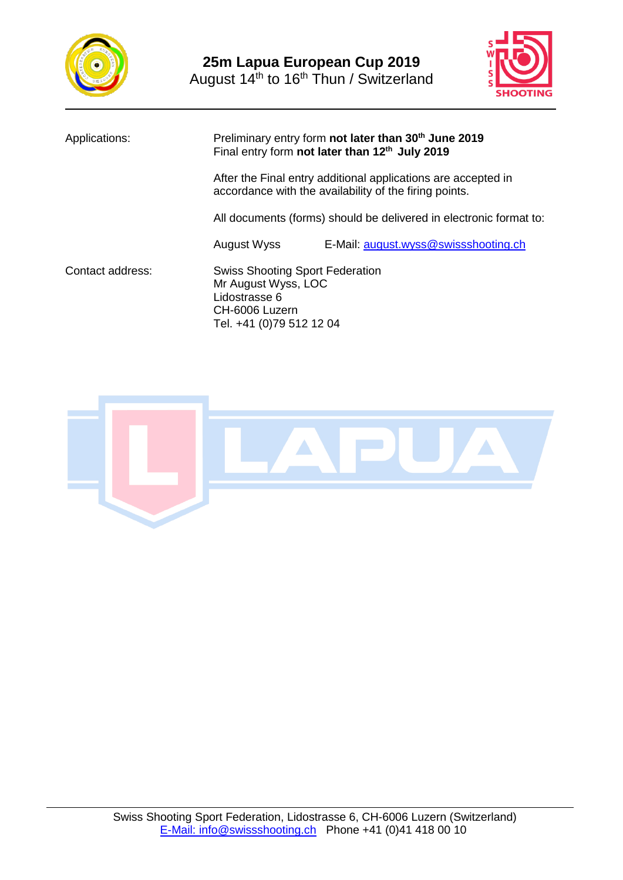| | |
|---|---|
| Applications: | Preliminary entry form **not later than 30th June 2019**<br>Final entry form **not later than 12th July 2019** |
| | After the Final entry additional applications are accepted in accordance with the availability of the firing points. |
| | All documents (forms) should be delivered in electronic format to: |
| | August Wyss E-Mail: august.wyss@swissshooting.ch |
| Contact address: | Swiss Shooting Sport Federation<br>Mr August Wyss, LOC<br>Lidostrasse 6<br>CH-6006 Luzern<br>Tel. +41 (0)79 512 12 04 |

LAPUA